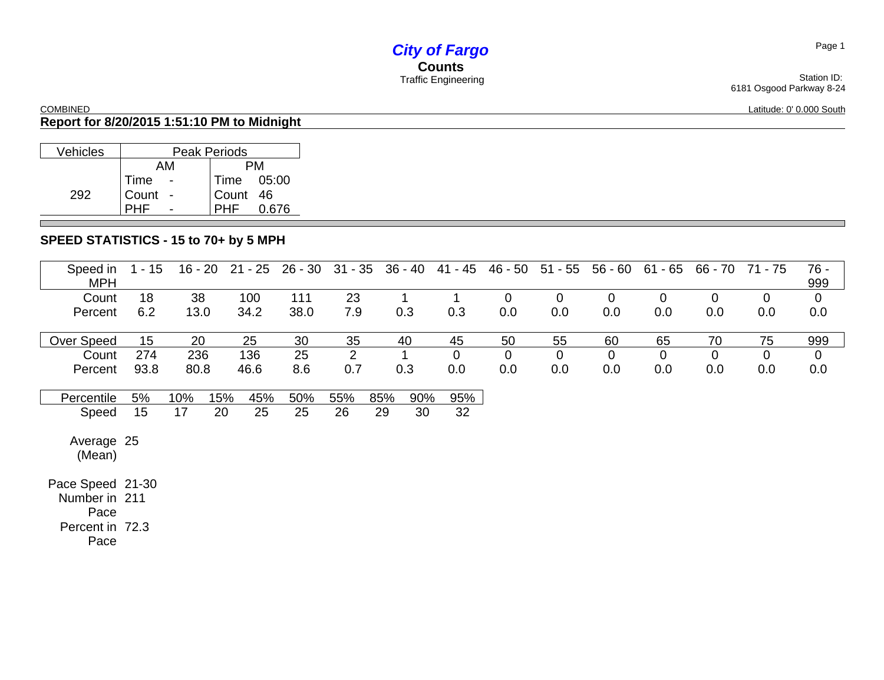# *City of Fargo*

**Counts**

Traffic Engineering

Station ID:
6181 Osgood Parkway 8-24

COMBINED

Latitude: 0' 0.000 South

## Report for 8/20/2015 1:51:10 PM to Midnight

| Vehicles | Peak Periods | | | |
|---|---|---|---|---|
| | AM | | PM | |
| 292 | Time | - | Time | 05:00 |
| | Count | - | Count | 46 |
| | PHF | - | PHF | 0.676 |

## SPEED STATISTICS - 15 to 70+ by 5 MPH

| Speed in MPH | 1 - 15 | 16 - 20 | 21 - 25 | 26 - 30 | 31 - 35 | 36 - 40 | 41 - 45 | 46 - 50 | 51 - 55 | 56 - 60 | 61 - 65 | 66 - 70 | 71 - 75 | 76 - 999 |
|---|---|---|---|---|---|---|---|---|---|---|---|---|---|---|
| Count | 18 | 38 | 100 | 111 | 23 | 1 | 1 | 0 | 0 | 0 | 0 | 0 | 0 | 0 |
| Percent | 6.2 | 13.0 | 34.2 | 38.0 | 7.9 | 0.3 | 0.3 | 0.0 | 0.0 | 0.0 | 0.0 | 0.0 | 0.0 | 0.0 |

| Over Speed | 15 | 20 | 25 | 30 | 35 | 40 | 45 | 50 | 55 | 60 | 65 | 70 | 75 | 999 |
|---|---|---|---|---|---|---|---|---|---|---|---|---|---|---|
| Count | 274 | 236 | 136 | 25 | 2 | 1 | 0 | 0 | 0 | 0 | 0 | 0 | 0 | 0 |
| Percent | 93.8 | 80.8 | 46.6 | 8.6 | 0.7 | 0.3 | 0.0 | 0.0 | 0.0 | 0.0 | 0.0 | 0.0 | 0.0 | 0.0 |

| Percentile | 5% | 10% | 15% | 45% | 50% | 55% | 85% | 90% | 95% |
|---|---|---|---|---|---|---|---|---|---|
| Speed | 15 | 17 | 20 | 25 | 25 | 26 | 29 | 30 | 32 |

Average (Mean) 25

Pace Speed 21-30

Number in Pace 211

Percent in Pace 72.3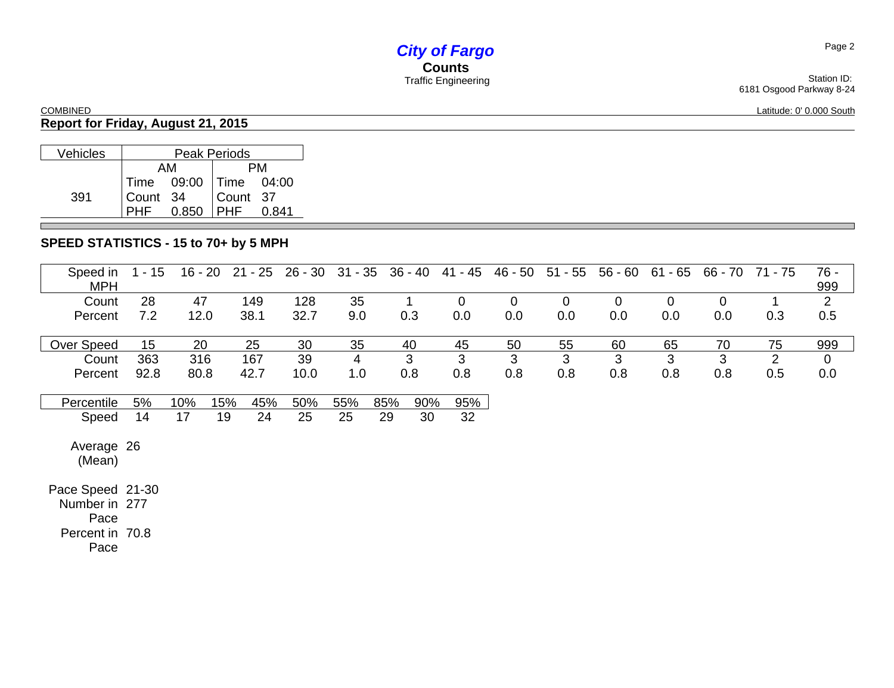# City of Fargo

**Counts**

Traffic Engineering

Station ID:
6181 Osgood Parkway 8-24

COMBINED

Latitude: 0' 0.000 South

## Report for Friday, August 21, 2015

| Vehicles | Peak Periods | | | |
|---|---|---|---|---|
| | AM | | PM | |
| 391 | Time | 09:00 | Time | 04:00 |
| | Count | 34 | Count | 37 |
| | PHF | 0.850 | PHF | 0.841 |

## SPEED STATISTICS - 15 to 70+ by 5 MPH

| Speed in MPH | 1 - 15 | 16 - 20 | 21 - 25 | 26 - 30 | 31 - 35 | 36 - 40 | 41 - 45 | 46 - 50 | 51 - 55 | 56 - 60 | 61 - 65 | 66 - 70 | 71 - 75 | 76 - 999 |
|---|---|---|---|---|---|---|---|---|---|---|---|---|---|---|
| Count | 28 | 47 | 149 | 128 | 35 | 1 | 0 | 0 | 0 | 0 | 0 | 0 | 1 | 2 |
| Percent | 7.2 | 12.0 | 38.1 | 32.7 | 9.0 | 0.3 | 0.0 | 0.0 | 0.0 | 0.0 | 0.0 | 0.0 | 0.3 | 0.5 |

| Over Speed | 15 | 20 | 25 | 30 | 35 | 40 | 45 | 50 | 55 | 60 | 65 | 70 | 75 | 999 |
|---|---|---|---|---|---|---|---|---|---|---|---|---|---|---|
| Count | 363 | 316 | 167 | 39 | 4 | 3 | 3 | 3 | 3 | 3 | 3 | 3 | 2 | 0 |
| Percent | 92.8 | 80.8 | 42.7 | 10.0 | 1.0 | 0.8 | 0.8 | 0.8 | 0.8 | 0.8 | 0.8 | 0.8 | 0.5 | 0.0 |

| Percentile | 5% | 10% | 15% | 45% | 50% | 55% | 85% | 90% | 95% |
|---|---|---|---|---|---|---|---|---|---|
| Speed | 14 | 17 | 19 | 24 | 25 | 25 | 29 | 30 | 32 |

Average (Mean) 26

Pace Speed 21-30

Number in Pace 277

Percent in Pace 70.8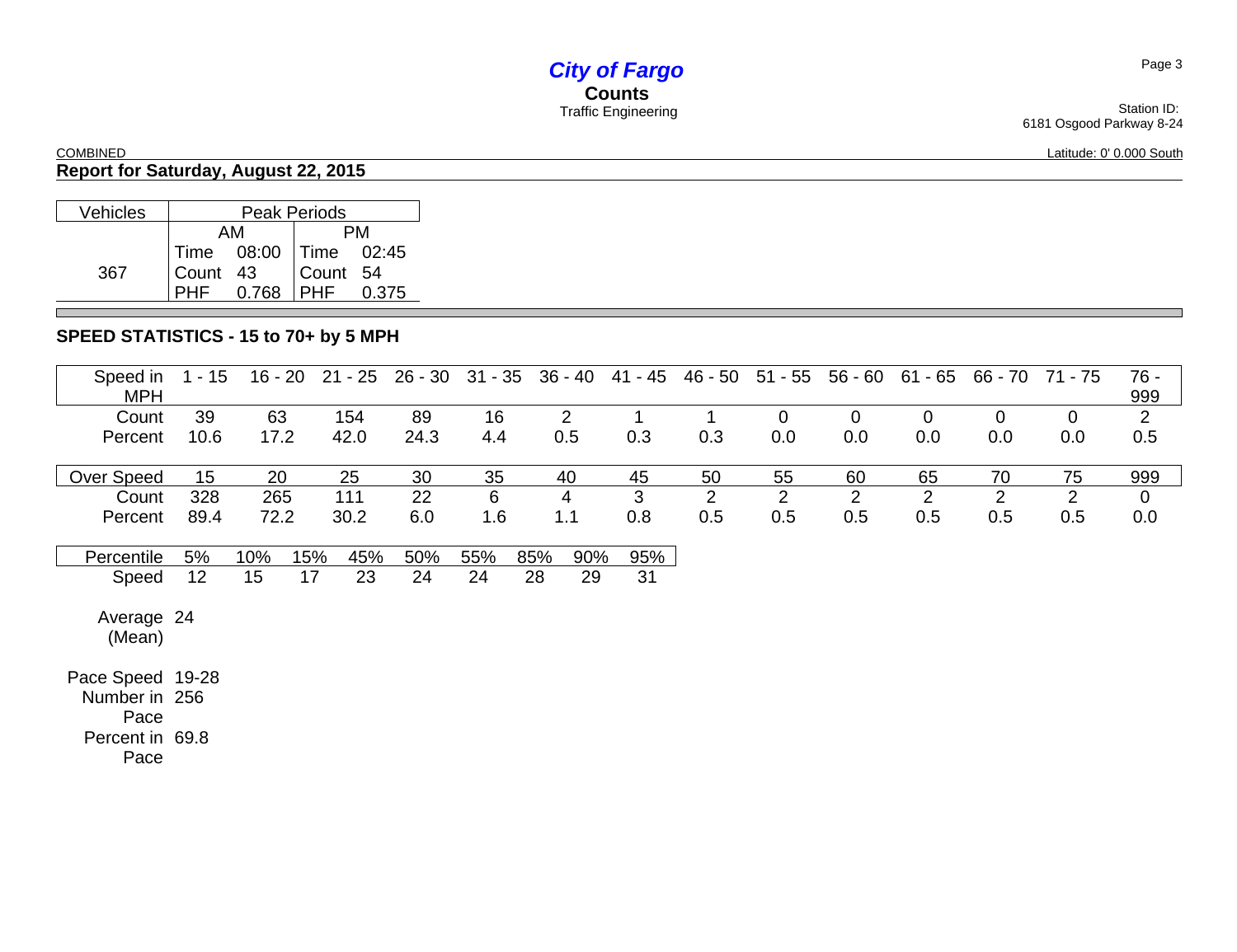# *City of Fargo*

**Counts**

Traffic Engineering

Station ID:
6181 Osgood Parkway 8-24

COMBINED

Latitude: 0' 0.000 South

## Report for Saturday, August 22, 2015

| Vehicles | Peak Periods | | | |
|---|---|---|---|---|
| | AM | | PM | |
| | Time | 08:00 | Time | 02:45 |
| 367 | Count | 43 | Count | 54 |
| | PHF | 0.768 | PHF | 0.375 |

## SPEED STATISTICS - 15 to 70+ by 5 MPH

| Speed in MPH | 1 - 15 | 16 - 20 | 21 - 25 | 26 - 30 | 31 - 35 | 36 - 40 | 41 - 45 | 46 - 50 | 51 - 55 | 56 - 60 | 61 - 65 | 66 - 70 | 71 - 75 | 76 - 999 |
|---|---|---|---|---|---|---|---|---|---|---|---|---|---|---|
| Count | 39 | 63 | 154 | 89 | 16 | 2 | 1 | 1 | 0 | 0 | 0 | 0 | 0 | 2 |
| Percent | 10.6 | 17.2 | 42.0 | 24.3 | 4.4 | 0.5 | 0.3 | 0.3 | 0.0 | 0.0 | 0.0 | 0.0 | 0.0 | 0.5 |

| Over Speed | 15 | 20 | 25 | 30 | 35 | 40 | 45 | 50 | 55 | 60 | 65 | 70 | 75 | 999 |
|---|---|---|---|---|---|---|---|---|---|---|---|---|---|---|
| Count | 328 | 265 | 111 | 22 | 6 | 4 | 3 | 2 | 2 | 2 | 2 | 2 | 2 | 0 |
| Percent | 89.4 | 72.2 | 30.2 | 6.0 | 1.6 | 1.1 | 0.8 | 0.5 | 0.5 | 0.5 | 0.5 | 0.5 | 0.5 | 0.0 |

| Percentile | 5% | 10% | 15% | 45% | 50% | 55% | 85% | 90% | 95% |
|---|---|---|---|---|---|---|---|---|---|
| Speed | 12 | 15 | 17 | 23 | 24 | 24 | 28 | 29 | 31 |

Average (Mean) 24

Pace Speed 19-28
Number in Pace 256
Percent in Pace 69.8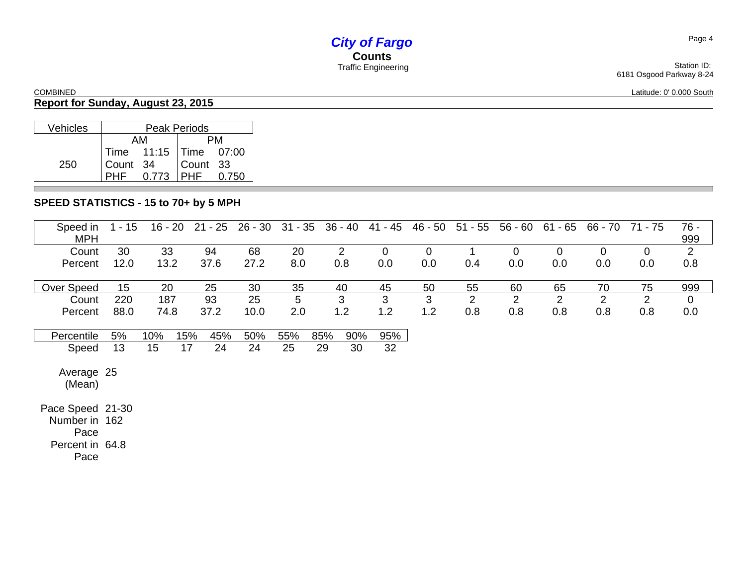# City of Fargo
## Counts
Traffic Engineering

Station ID:
6181 Osgood Parkway 8-24

COMBINED

Latitude: 0' 0.000 South

### Report for Sunday, August 23, 2015

| Vehicles | Peak Periods | | | |
|---|---|---|---|---|
| | AM | | PM | |
| | Time | 11:15 | Time | 07:00 |
| 250 | Count | 34 | Count | 33 |
| | PHF | 0.773 | PHF | 0.750 |

### SPEED STATISTICS - 15 to 70+ by 5 MPH

| Speed in MPH | 1 - 15 | 16 - 20 | 21 - 25 | 26 - 30 | 31 - 35 | 36 - 40 | 41 - 45 | 46 - 50 | 51 - 55 | 56 - 60 | 61 - 65 | 66 - 70 | 71 - 75 | 76 - 999 |
|---|---|---|---|---|---|---|---|---|---|---|---|---|---|---|
| Count | 30 | 33 | 94 | 68 | 20 | 2 | 0 | 0 | 1 | 0 | 0 | 0 | 0 | 2 |
| Percent | 12.0 | 13.2 | 37.6 | 27.2 | 8.0 | 0.8 | 0.0 | 0.0 | 0.4 | 0.0 | 0.0 | 0.0 | 0.0 | 0.8 |

| Over Speed | 15 | 20 | 25 | 30 | 35 | 40 | 45 | 50 | 55 | 60 | 65 | 70 | 75 | 999 |
|---|---|---|---|---|---|---|---|---|---|---|---|---|---|---|
| Count | 220 | 187 | 93 | 25 | 5 | 3 | 3 | 3 | 2 | 2 | 2 | 2 | 2 | 0 |
| Percent | 88.0 | 74.8 | 37.2 | 10.0 | 2.0 | 1.2 | 1.2 | 1.2 | 0.8 | 0.8 | 0.8 | 0.8 | 0.8 | 0.0 |

| Percentile | 5% | 10% | 15% | 45% | 50% | 55% | 85% | 90% | 95% |
|---|---|---|---|---|---|---|---|---|---|
| Speed | 13 | 15 | 17 | 24 | 24 | 25 | 29 | 30 | 32 |

Average (Mean) 25

Pace Speed 21-30

Number in Pace 162

Percent in Pace 64.8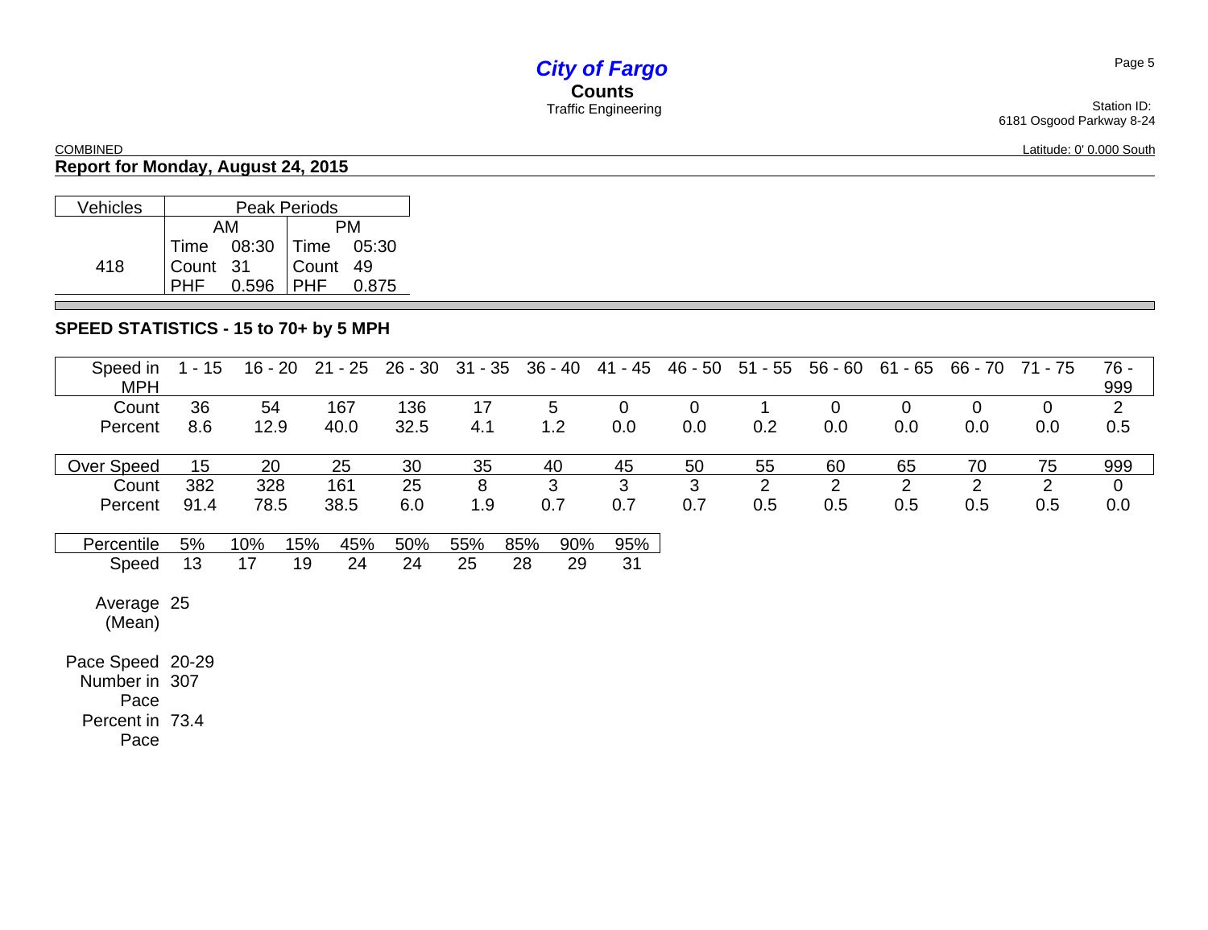# *City of Fargo*

**Counts**

Traffic Engineering

Station ID:
6181 Osgood Parkway 8-24

COMBINED

Latitude: 0' 0.000 South

## Report for Monday, August 24, 2015

| Vehicles | Peak Periods | | | |
|---|---|---|---|---|
| | AM | | PM | |
| 418 | Time | 08:30 | Time | 05:30 |
| | Count | 31 | Count | 49 |
| | PHF | 0.596 | PHF | 0.875 |

### SPEED STATISTICS - 15 to 70+ by 5 MPH

| Speed in MPH | 1 - 15 | 16 - 20 | 21 - 25 | 26 - 30 | 31 - 35 | 36 - 40 | 41 - 45 | 46 - 50 | 51 - 55 | 56 - 60 | 61 - 65 | 66 - 70 | 71 - 75 | 76 - 999 |
|---|---|---|---|---|---|---|---|---|---|---|---|---|---|---|
| Count | 36 | 54 | 167 | 136 | 17 | 5 | 0 | 0 | 1 | 0 | 0 | 0 | 0 | 2 |
| Percent | 8.6 | 12.9 | 40.0 | 32.5 | 4.1 | 1.2 | 0.0 | 0.0 | 0.2 | 0.0 | 0.0 | 0.0 | 0.0 | 0.5 |

| Over Speed | 15 | 20 | 25 | 30 | 35 | 40 | 45 | 50 | 55 | 60 | 65 | 70 | 75 | 999 |
|---|---|---|---|---|---|---|---|---|---|---|---|---|---|---|
| Count | 382 | 328 | 161 | 25 | 8 | 3 | 3 | 3 | 2 | 2 | 2 | 2 | 2 | 0 |
| Percent | 91.4 | 78.5 | 38.5 | 6.0 | 1.9 | 0.7 | 0.7 | 0.7 | 0.5 | 0.5 | 0.5 | 0.5 | 0.5 | 0.0 |

| Percentile | 5% | 10% | 15% | 45% | 50% | 55% | 85% | 90% | 95% |
|---|---|---|---|---|---|---|---|---|---|
| Speed | 13 | 17 | 19 | 24 | 24 | 25 | 28 | 29 | 31 |

Average (Mean) 25

Pace Speed 20-29

Number in Pace 307

Percent in Pace 73.4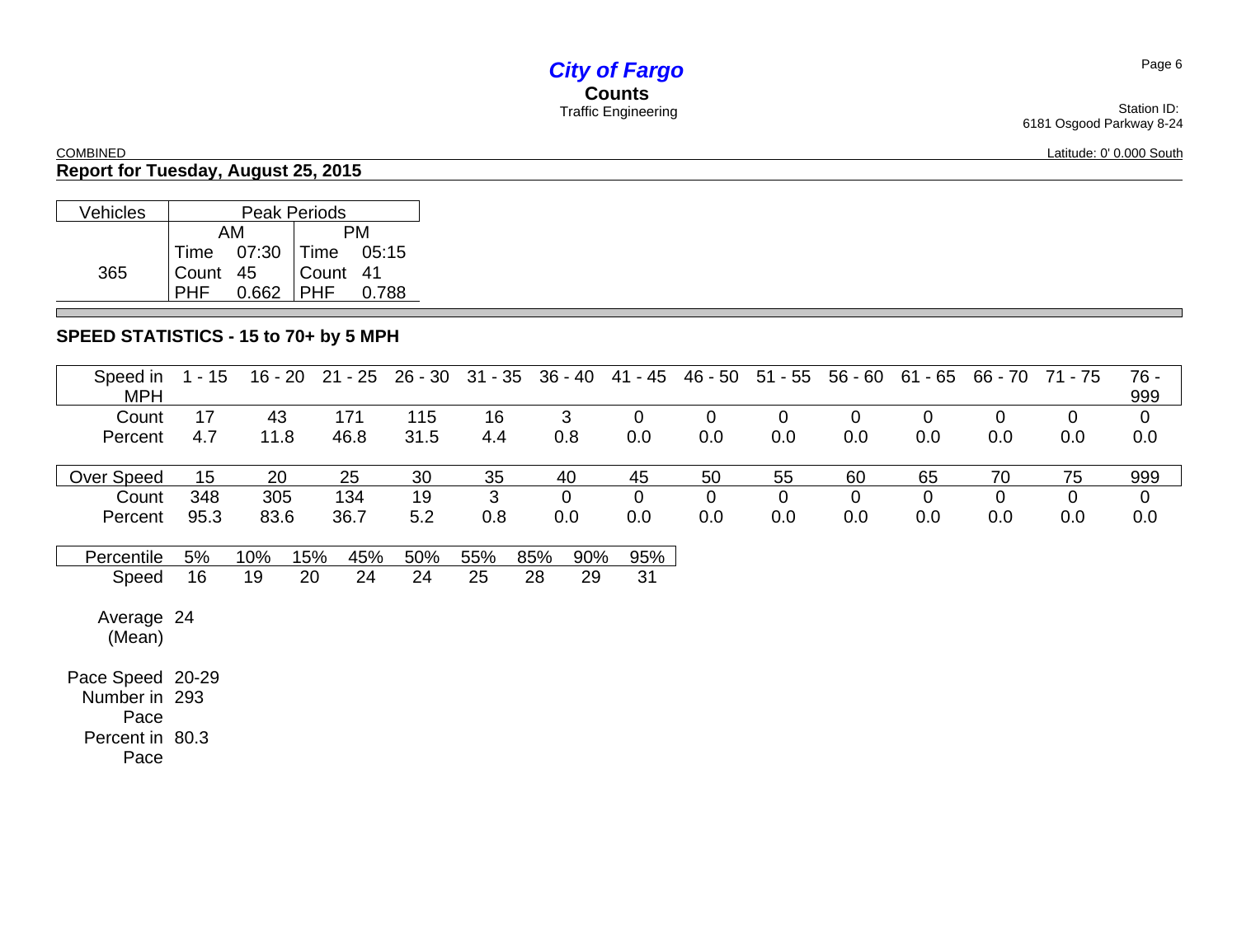# *City of Fargo*

**Counts**

Traffic Engineering

Station ID:
6181 Osgood Parkway 8-24

COMBINED

Latitude: 0' 0.000 South

## Report for Tuesday, August 25, 2015

| Vehicles | Peak Periods | | | |
|---|---|---|---|---|
| | AM | | PM | |
| | Time | 07:30 | Time | 05:15 |
| 365 | Count | 45 | Count | 41 |
| | PHF | 0.662 | PHF | 0.788 |

## SPEED STATISTICS - 15 to 70+ by 5 MPH

| Speed in MPH | 1 - 15 | 16 - 20 | 21 - 25 | 26 - 30 | 31 - 35 | 36 - 40 | 41 - 45 | 46 - 50 | 51 - 55 | 56 - 60 | 61 - 65 | 66 - 70 | 71 - 75 | 76 - 999 |
|---|---|---|---|---|---|---|---|---|---|---|---|---|---|---|
| Count | 17 | 43 | 171 | 115 | 16 | 3 | 0 | 0 | 0 | 0 | 0 | 0 | 0 | 0 |
| Percent | 4.7 | 11.8 | 46.8 | 31.5 | 4.4 | 0.8 | 0.0 | 0.0 | 0.0 | 0.0 | 0.0 | 0.0 | 0.0 | 0.0 |

| Over Speed | 15 | 20 | 25 | 30 | 35 | 40 | 45 | 50 | 55 | 60 | 65 | 70 | 75 | 999 |
|---|---|---|---|---|---|---|---|---|---|---|---|---|---|---|
| Count | 348 | 305 | 134 | 19 | 3 | 0 | 0 | 0 | 0 | 0 | 0 | 0 | 0 | 0 |
| Percent | 95.3 | 83.6 | 36.7 | 5.2 | 0.8 | 0.0 | 0.0 | 0.0 | 0.0 | 0.0 | 0.0 | 0.0 | 0.0 | 0.0 |

| Percentile | 5% | 10% | 15% | 45% | 50% | 55% | 85% | 90% | 95% |
|---|---|---|---|---|---|---|---|---|---|
| Speed | 16 | 19 | 20 | 24 | 24 | 25 | 28 | 29 | 31 |

Average (Mean) 24

Pace Speed 20-29

Number in Pace 293

Percent in Pace 80.3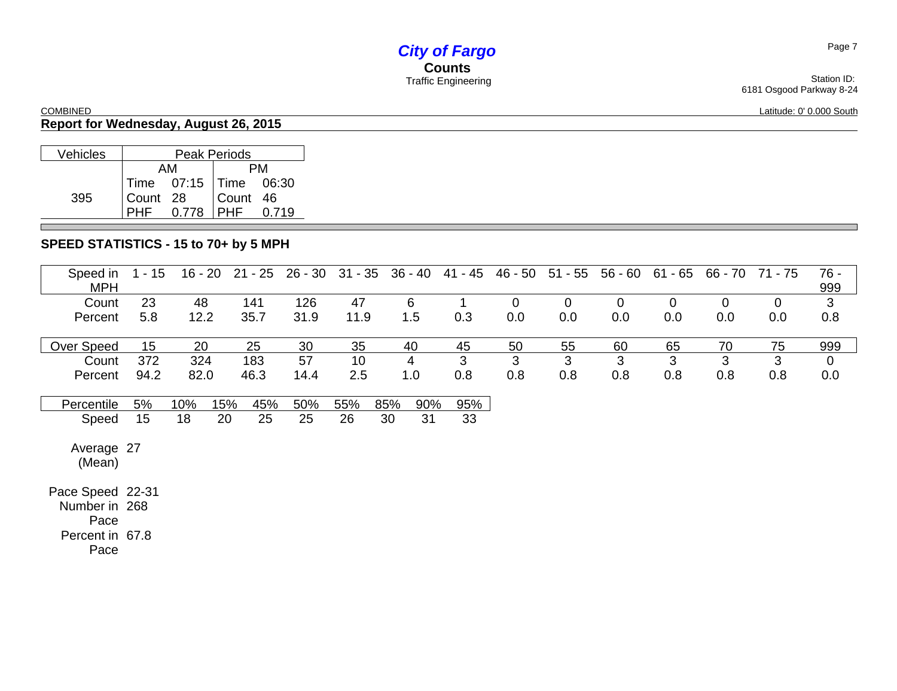# *City of Fargo*

**Counts**

Traffic Engineering

Station ID:
6181 Osgood Parkway 8-24

COMBINED

Latitude: 0' 0.000 South

## Report for Wednesday, August 26, 2015

| Vehicles | Peak Periods | | | |
|---|---|---|---|---|
| | AM | | PM | |
| 395 | Time | 07:15 | Time | 06:30 |
| | Count | 28 | Count | 46 |
| | PHF | 0.778 | PHF | 0.719 |

## SPEED STATISTICS - 15 to 70+ by 5 MPH

| Speed in MPH | 1 - 15 | 16 - 20 | 21 - 25 | 26 - 30 | 31 - 35 | 36 - 40 | 41 - 45 | 46 - 50 | 51 - 55 | 56 - 60 | 61 - 65 | 66 - 70 | 71 - 75 | 76 - 999 |
|---|---|---|---|---|---|---|---|---|---|---|---|---|---|---|
| Count | 23 | 48 | 141 | 126 | 47 | 6 | 1 | 0 | 0 | 0 | 0 | 0 | 0 | 3 |
| Percent | 5.8 | 12.2 | 35.7 | 31.9 | 11.9 | 1.5 | 0.3 | 0.0 | 0.0 | 0.0 | 0.0 | 0.0 | 0.0 | 0.8 |

| Over Speed | 15 | 20 | 25 | 30 | 35 | 40 | 45 | 50 | 55 | 60 | 65 | 70 | 75 | 999 |
|---|---|---|---|---|---|---|---|---|---|---|---|---|---|---|
| Count | 372 | 324 | 183 | 57 | 10 | 4 | 3 | 3 | 3 | 3 | 3 | 3 | 3 | 0 |
| Percent | 94.2 | 82.0 | 46.3 | 14.4 | 2.5 | 1.0 | 0.8 | 0.8 | 0.8 | 0.8 | 0.8 | 0.8 | 0.8 | 0.0 |

| Percentile | 5% | 10% | 15% | 45% | 50% | 55% | 85% | 90% | 95% |
|---|---|---|---|---|---|---|---|---|---|
| Speed | 15 | 18 | 20 | 25 | 25 | 26 | 30 | 31 | 33 |

Average (Mean) 27

Pace Speed 22-31

Number in Pace 268

Percent in Pace 67.8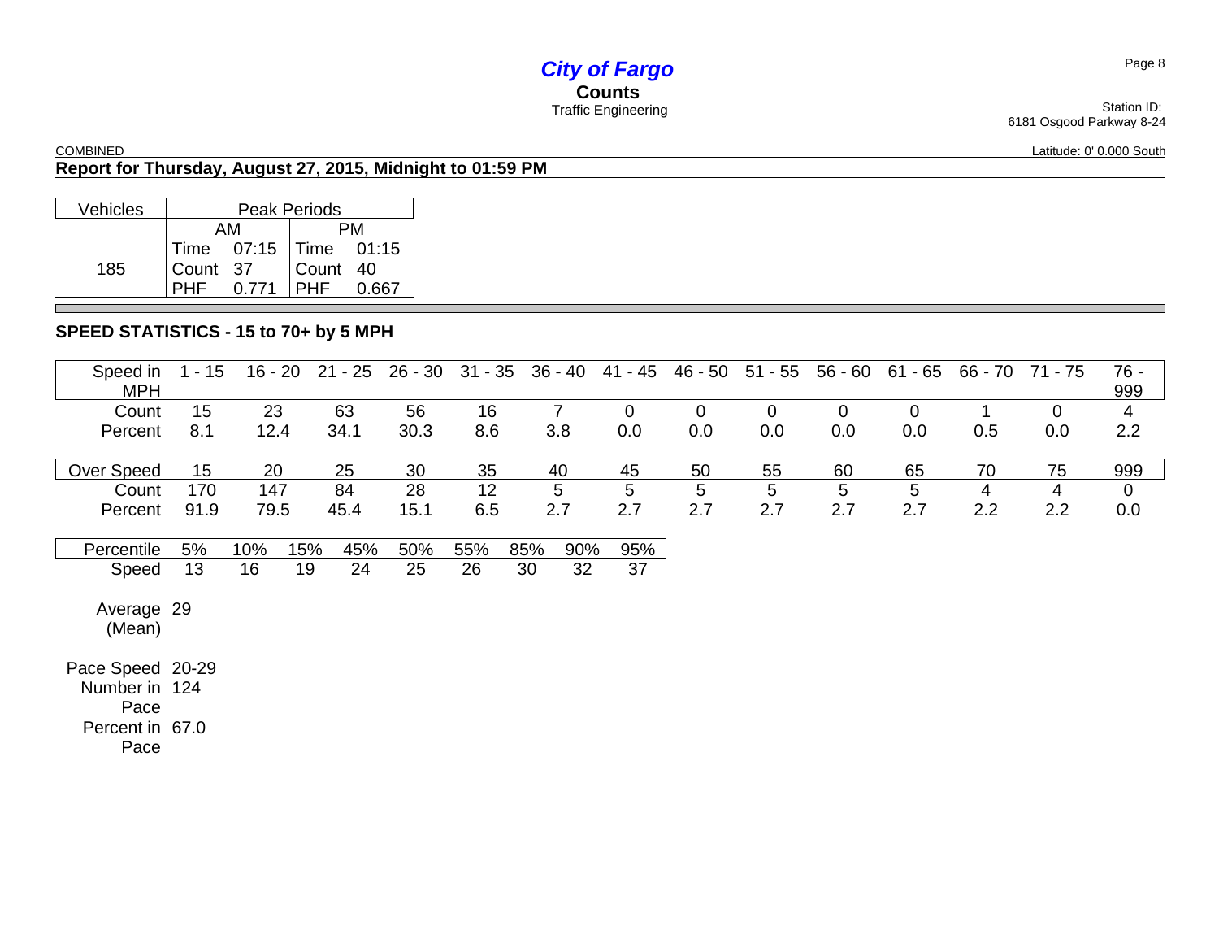# *City of Fargo*

**Counts**

Traffic Engineering

Station ID:
6181 Osgood Parkway 8-24

COMBINED

Latitude: 0' 0.000 South

## Report for Thursday, August 27, 2015, Midnight to 01:59 PM

| Vehicles | Peak Periods | | | |
|---|---|---|---|---|
| | AM | | PM | |
| 185 | Time | 07:15 | Time | 01:15 |
| | Count | 37 | Count | 40 |
| | PHF | 0.771 | PHF | 0.667 |

## SPEED STATISTICS - 15 to 70+ by 5 MPH

| Speed in MPH | 1 - 15 | 16 - 20 | 21 - 25 | 26 - 30 | 31 - 35 | 36 - 40 | 41 - 45 | 46 - 50 | 51 - 55 | 56 - 60 | 61 - 65 | 66 - 70 | 71 - 75 | 76 - 999 |
|---|---|---|---|---|---|---|---|---|---|---|---|---|---|---|
| Count | 15 | 23 | 63 | 56 | 16 | 7 | 0 | 0 | 0 | 0 | 0 | 1 | 0 | 4 |
| Percent | 8.1 | 12.4 | 34.1 | 30.3 | 8.6 | 3.8 | 0.0 | 0.0 | 0.0 | 0.0 | 0.0 | 0.5 | 0.0 | 2.2 |

| Over Speed | 15 | 20 | 25 | 30 | 35 | 40 | 45 | 50 | 55 | 60 | 65 | 70 | 75 | 999 |
|---|---|---|---|---|---|---|---|---|---|---|---|---|---|---|
| Count | 170 | 147 | 84 | 28 | 12 | 5 | 5 | 5 | 5 | 5 | 5 | 4 | 4 | 0 |
| Percent | 91.9 | 79.5 | 45.4 | 15.1 | 6.5 | 2.7 | 2.7 | 2.7 | 2.7 | 2.7 | 2.7 | 2.2 | 2.2 | 0.0 |

| Percentile | 5% | 10% | 15% | 45% | 50% | 55% | 85% | 90% | 95% |
|---|---|---|---|---|---|---|---|---|---|
| Speed | 13 | 16 | 19 | 24 | 25 | 26 | 30 | 32 | 37 |

Average (Mean) 29

Pace Speed 20-29

Number in Pace 124

Percent in Pace 67.0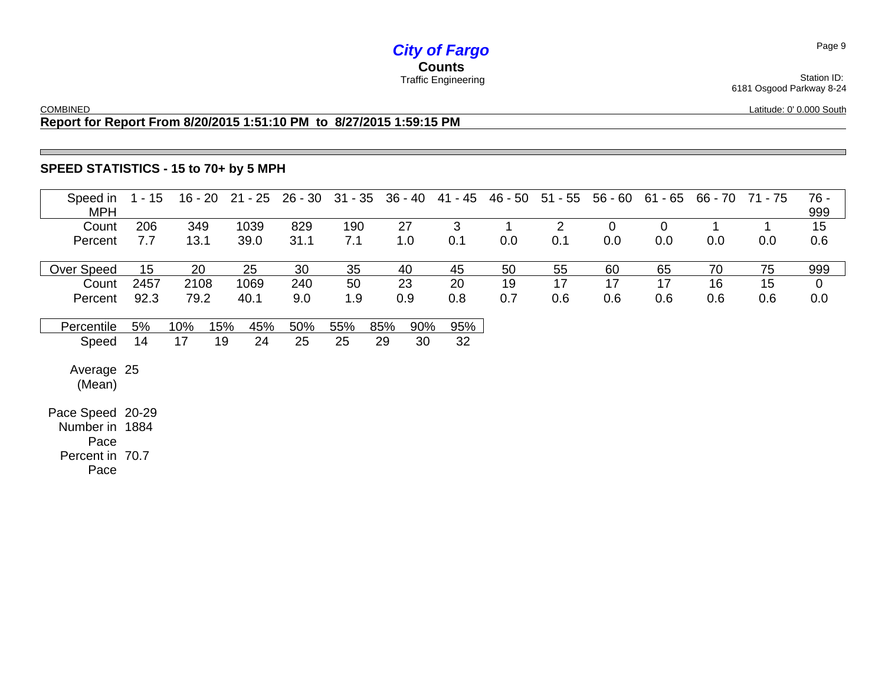# *City of Fargo*

**Counts**

Traffic Engineering

Station ID:
6181 Osgood Parkway 8-24

COMBINED

Latitude: 0' 0.000 South

**Report for Report From 8/20/2015 1:51:10 PM to 8/27/2015 1:59:15 PM**

## SPEED STATISTICS - 15 to 70+ by 5 MPH

| Speed in MPH | 1 - 15 | 16 - 20 | 21 - 25 | 26 - 30 | 31 - 35 | 36 - 40 | 41 - 45 | 46 - 50 | 51 - 55 | 56 - 60 | 61 - 65 | 66 - 70 | 71 - 75 | 76 - 999 |
|---|---|---|---|---|---|---|---|---|---|---|---|---|---|---|
| Count | 206 | 349 | 1039 | 829 | 190 | 27 | 3 | 1 | 2 | 0 | 0 | 1 | 1 | 15 |
| Percent | 7.7 | 13.1 | 39.0 | 31.1 | 7.1 | 1.0 | 0.1 | 0.0 | 0.1 | 0.0 | 0.0 | 0.0 | 0.0 | 0.6 |

| Over Speed | 15 | 20 | 25 | 30 | 35 | 40 | 45 | 50 | 55 | 60 | 65 | 70 | 75 | 999 |
|---|---|---|---|---|---|---|---|---|---|---|---|---|---|---|
| Count | 2457 | 2108 | 1069 | 240 | 50 | 23 | 20 | 19 | 17 | 17 | 17 | 16 | 15 | 0 |
| Percent | 92.3 | 79.2 | 40.1 | 9.0 | 1.9 | 0.9 | 0.8 | 0.7 | 0.6 | 0.6 | 0.6 | 0.6 | 0.6 | 0.0 |

| Percentile | 5% | 10% | 15% | 45% | 50% | 55% | 85% | 90% | 95% |
|---|---|---|---|---|---|---|---|---|---|
| Speed | 14 | 17 | 19 | 24 | 25 | 25 | 29 | 30 | 32 |

Average (Mean) 25

Pace Speed 20-29

Number in Pace 1884

Percent in Pace 70.7